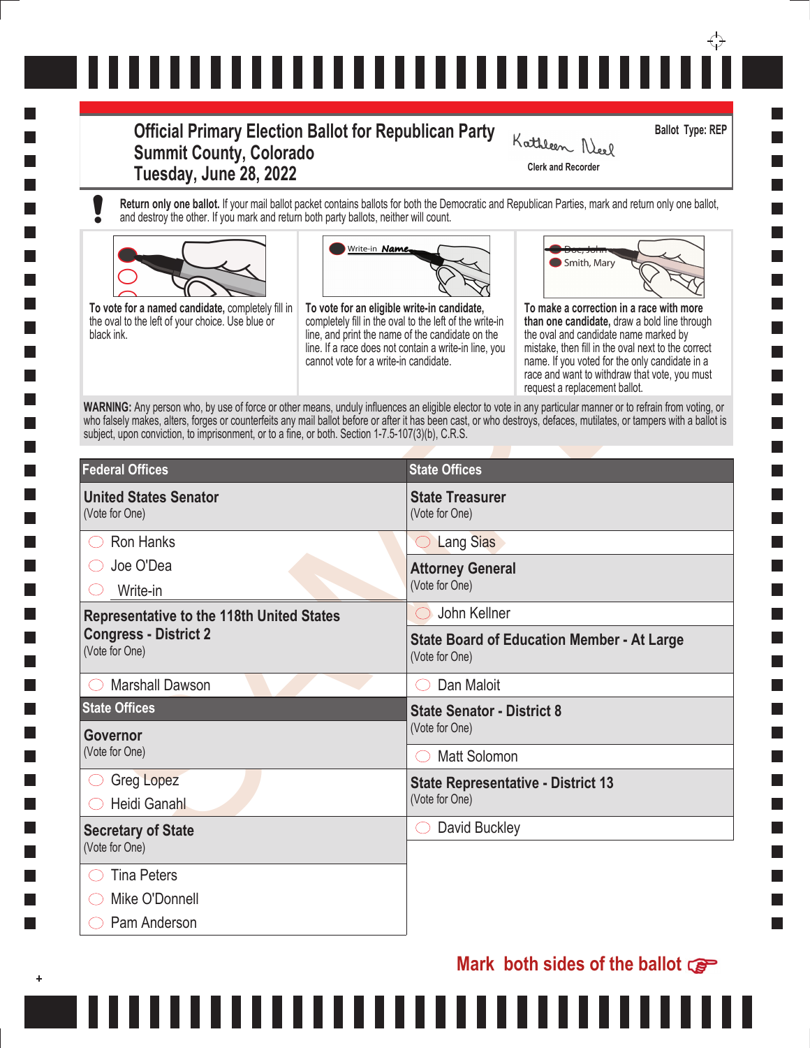# Official Primary Election Ballot for Republican Party
## Summit County, Colorado
## Tuesday, June 28, 2022

Kathleen Neel
Clerk and Recorder

Ballot Type: REP

**Return only one ballot.** If your mail ballot packet contains ballots for both the Democratic and Republican Parties, mark and return only one ballot, and destroy the other. If you mark and return both party ballots, neither will count.

**To vote for a named candidate,** completely fill in the oval to the left of your choice. Use blue or black ink.

**To vote for an eligible write-in candidate,** completely fill in the oval to the left of the write-in line, and print the name of the candidate on the line. If a race does not contain a write-in line, you cannot vote for a write-in candidate.

**To make a correction in a race with more than one candidate,** draw a bold line through the oval and candidate name marked by mistake, then fill in the oval next to the correct name. If you voted for the only candidate in a race and want to withdraw that vote, you must request a replacement ballot.

**WARNING:** Any person who, by use of force or other means, unduly influences an eligible elector to vote in any particular manner or to refrain from voting, or who falsely makes, alters, forges or counterfeits any mail ballot before or after it has been cast, or who destroys, defaces, mutilates, or tampers with a ballot is subject, upon conviction, to imprisonment, or to a fine, or both. Section 1-7.5-107(3)(b), C.R.S.

## Federal Offices

### United States Senator
(Vote for One)

- ◯ Ron Hanks
- ◯ Joe O'Dea
- ◯ Write-in ______________________

### Representative to the 118th United States Congress - District 2
(Vote for One)

- ◯ Marshall Dawson

## State Offices

### Governor
(Vote for One)

- ◯ Greg Lopez
- ◯ Heidi Ganahl

### Secretary of State
(Vote for One)

- ◯ Tina Peters
- ◯ Mike O'Donnell
- ◯ Pam Anderson

## State Offices

### State Treasurer
(Vote for One)

- ◯ Lang Sias

### Attorney General
(Vote for One)

- ◯ John Kellner

### State Board of Education Member - At Large
(Vote for One)

- ◯ Dan Maloit

### State Senator - District 8
(Vote for One)

- ◯ Matt Solomon

### State Representative - District 13
(Vote for One)

- ◯ David Buckley

**Mark both sides of the ballot**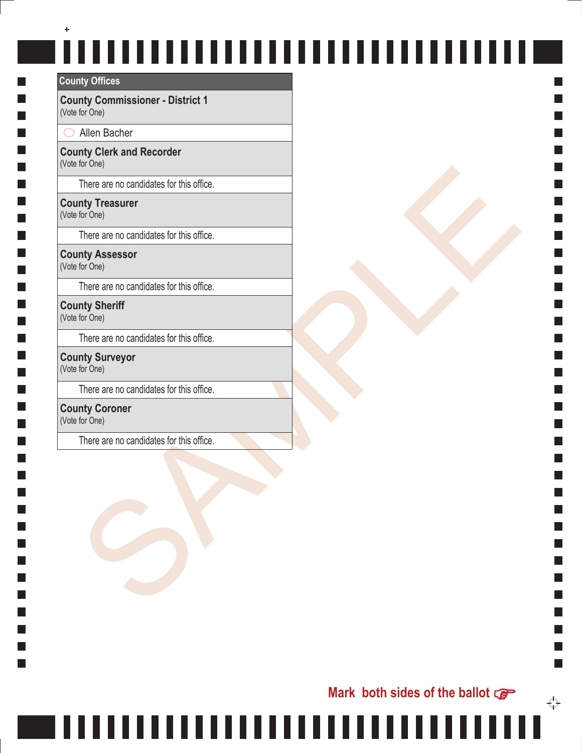## County Offices

### County Commissioner - District 1
(Vote for One)

- ◯ Allen Bacher

### County Clerk and Recorder
(Vote for One)

There are no candidates for this office.

### County Treasurer
(Vote for One)

There are no candidates for this office.

### County Assessor
(Vote for One)

There are no candidates for this office.

### County Sheriff
(Vote for One)

There are no candidates for this office.

### County Surveyor
(Vote for One)

There are no candidates for this office.

### County Coroner
(Vote for One)

There are no candidates for this office.

SAMPLE

**Mark both sides of the ballot**